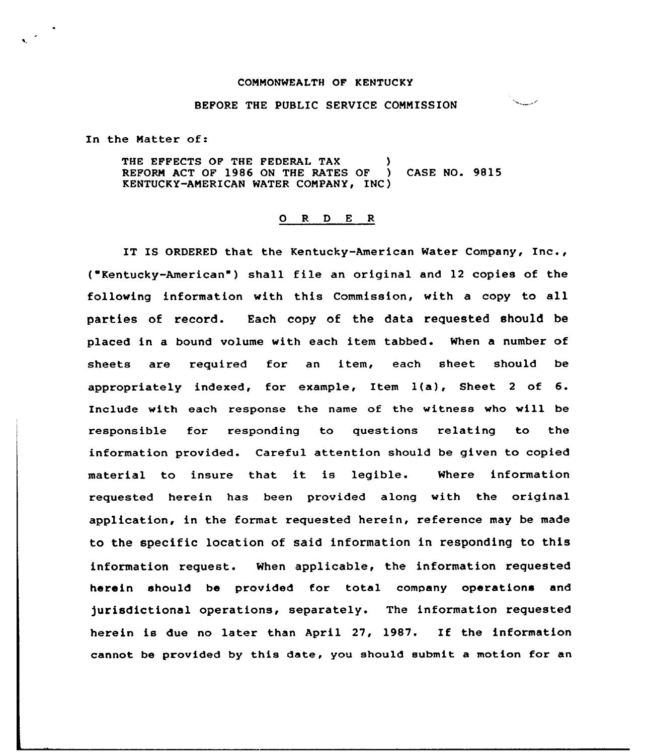COMMONWEALTH OF KENTUCKY

BEFORE THE PUBLIC SERVICE COMMISSION

In the Matter of:

THE EFFECTS OF THE FEDERAL TAX REFORM ACT OF 1986 ON THE RATES OF KENTUCKY-AMERICAN WATER COMPANY, INC) CASE NO. 9815

O R D E R

IT IS ORDERED that the Kentucky-American Water Company, Inc., ("Kentucky-American") shall file an original and 12 copies of the following information with this Commission, with a copy to all parties of record. Each copy of the data requested should be placed in a bound volume with each item tabbed. When a number of sheets are required for an item, each sheet should be appropriately indexed, for example, Item 1(a), Sheet 2 of 6. Include with each response the name of the witness who will be responsible for responding to questions relating to the information provided. Careful attention should be given to copied material to insure that it is legible. Where information requested herein has been provided along with the original application, in the format requested herein, reference may be made to the specific location of said information in responding to this information request. When applicable, the information requested herein should be provided for total company operations and jurisdictional operations, separately. The information requested herein is due no later than April 27, 1987. If the information cannot be provided by this date, you should submit a motion for an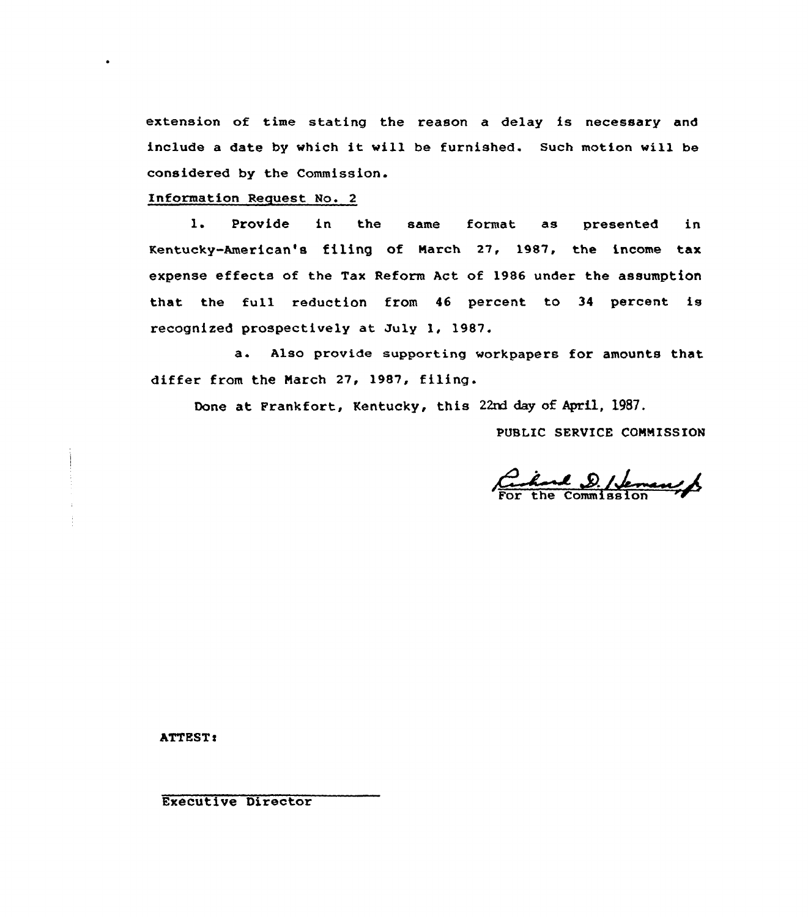extension of time stating the reason a delay is necessary and include a date by which it will be furnished. Such motion will be considered by the Commission.

Information Request No. 2

1. Provide in the same format as presented in Kentucky-American's filing of March 27, 1987, the income tax expense effects of the Tax Reform Act of 1986 under the assumption that the full reduction from 46 percent to 34 percent is recognized prospectively at July 1, 1987.

a. Also provide supporting workpapers for amounts that differ from the March 27, 1987, filing.

Done at Frankfort, Kentucky, this 22nd day of April, 1987.

PUBLIC SERVICE COMMISSION

For the Commission

ATTEST:

Executive Director